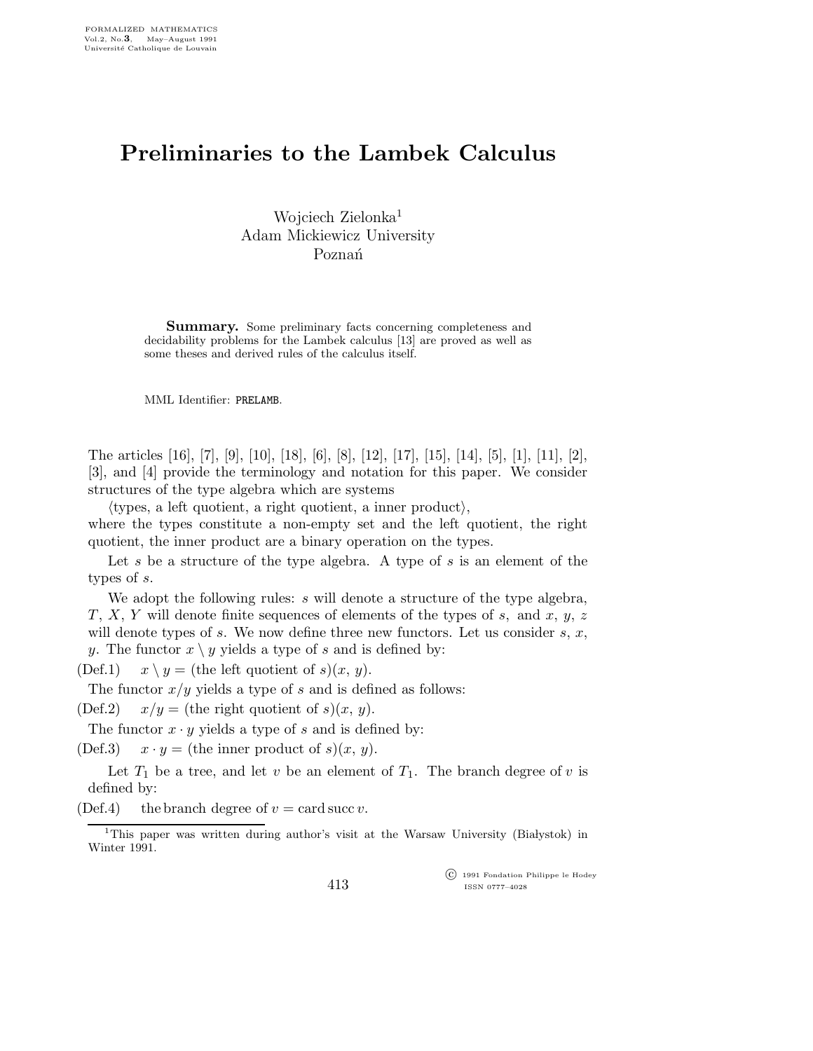# Preliminaries to the Lambek Calculus

Wojciech Zielonka[1]
Adam Mickiewicz University
Poznań

**Summary.** Some preliminary facts concerning completeness and decidability problems for the Lambek calculus [13] are proved as well as some theses and derived rules of the calculus itself.

MML Identifier: PRELAMB.

The articles [16], [7], [9], [10], [18], [6], [8], [12], [17], [15], [14], [5], [1], [11], [2], [3], and [4] provide the terminology and notation for this paper. We consider structures of the type algebra which are systems

⟨types, a left quotient, a right quotient, a inner product⟩,

where the types constitute a non-empty set and the left quotient, the right quotient, the inner product are a binary operation on the types.

Let $s$ be a structure of the type algebra. A type of $s$ is an element of the types of $s$.

We adopt the following rules: $s$ will denote a structure of the type algebra, $T$, $X$, $Y$ will denote finite sequences of elements of the types of $s$, and $x$, $y$, $z$ will denote types of $s$. We now define three new functors. Let us consider $s$, $x$, $y$. The functor $x \setminus y$ yields a type of $s$ and is defined by:

(Def.1) $x \setminus y =$ (the left quotient of $s$)($x$, $y$).

The functor $x/y$ yields a type of $s$ and is defined as follows:

(Def.2) $x/y =$ (the right quotient of $s$)($x$, $y$).

The functor $x \cdot y$ yields a type of $s$ and is defined by:

(Def.3) $x \cdot y =$ (the inner product of $s$)($x$, $y$).

Let $T_1$ be a tree, and let $v$ be an element of $T_1$. The branch degree of $v$ is defined by:

(Def.4) the branch degree of $v = \operatorname{card} \operatorname{succ} v$.

[1] This paper was written during author's visit at the Warsaw University (Białystok) in Winter 1991.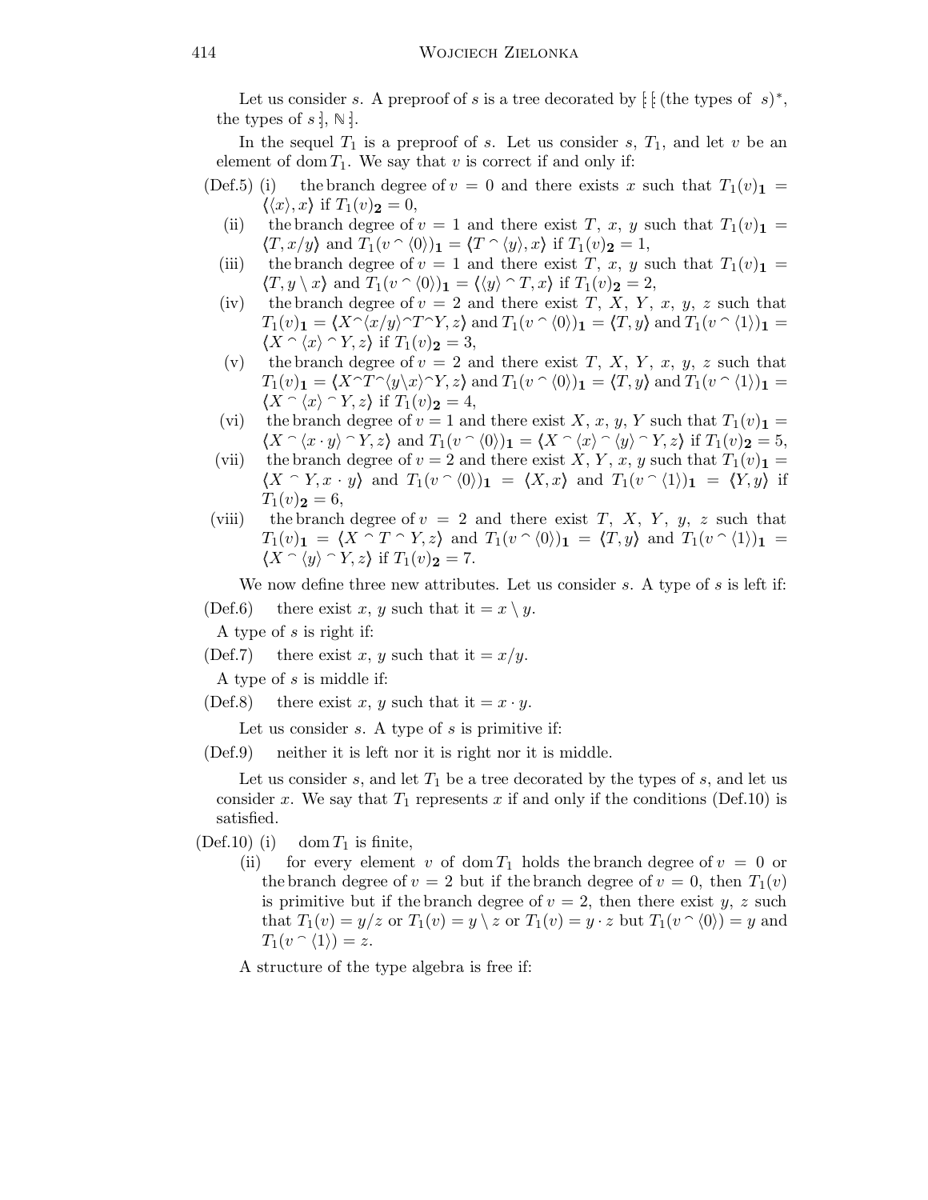Let us consider $s$. A preproof of $s$ is a tree decorated by $[\![ [\![ \text{(the types of } s)^*, \text{the types of } s ]\!], \mathbb{N} ]\!]$.

In the sequel $T_1$ is a preproof of $s$. Let us consider $s$, $T_1$, and let $v$ be an element of $\operatorname{dom} T_1$. We say that $v$ is correct if and only if:

(Def.5) (i) the branch degree of $v = 0$ and there exists $x$ such that $T_1(v)_{\mathbf{1}} = \langle\langle x \rangle, x\rangle$ if $T_1(v)_{\mathbf{2}} = 0$,

(ii) the branch degree of $v = 1$ and there exist $T$, $x$, $y$ such that $T_1(v)_{\mathbf{1}} = \langle T, x/y \rangle$ and $T_1(v \mathbin{^\frown} \langle 0 \rangle)_{\mathbf{1}} = \langle T \mathbin{^\frown} \langle y \rangle, x \rangle$ if $T_1(v)_{\mathbf{2}} = 1$,

(iii) the branch degree of $v = 1$ and there exist $T$, $x$, $y$ such that $T_1(v)_{\mathbf{1}} = \langle T, y \setminus x \rangle$ and $T_1(v \mathbin{^\frown} \langle 0 \rangle)_{\mathbf{1}} = \langle \langle y \rangle \mathbin{^\frown} T, x \rangle$ if $T_1(v)_{\mathbf{2}} = 2$,

(iv) the branch degree of $v = 2$ and there exist $T$, $X$, $Y$, $x$, $y$, $z$ such that $T_1(v)_{\mathbf{1}} = \langle X \mathbin{^\frown} \langle x/y \rangle \mathbin{^\frown} T \mathbin{^\frown} Y, z \rangle$ and $T_1(v \mathbin{^\frown} \langle 0 \rangle)_{\mathbf{1}} = \langle T, y \rangle$ and $T_1(v \mathbin{^\frown} \langle 1 \rangle)_{\mathbf{1}} = \langle X \mathbin{^\frown} \langle x \rangle \mathbin{^\frown} Y, z \rangle$ if $T_1(v)_{\mathbf{2}} = 3$,

(v) the branch degree of $v = 2$ and there exist $T$, $X$, $Y$, $x$, $y$, $z$ such that $T_1(v)_{\mathbf{1}} = \langle X \mathbin{^\frown} T \mathbin{^\frown} \langle y \setminus x \rangle \mathbin{^\frown} Y, z \rangle$ and $T_1(v \mathbin{^\frown} \langle 0 \rangle)_{\mathbf{1}} = \langle T, y \rangle$ and $T_1(v \mathbin{^\frown} \langle 1 \rangle)_{\mathbf{1}} = \langle X \mathbin{^\frown} \langle x \rangle \mathbin{^\frown} Y, z \rangle$ if $T_1(v)_{\mathbf{2}} = 4$,

(vi) the branch degree of $v = 1$ and there exist $X$, $x$, $y$, $Y$ such that $T_1(v)_{\mathbf{1}} = \langle X \mathbin{^\frown} \langle x \cdot y \rangle \mathbin{^\frown} Y, z \rangle$ and $T_1(v \mathbin{^\frown} \langle 0 \rangle)_{\mathbf{1}} = \langle X \mathbin{^\frown} \langle x \rangle \mathbin{^\frown} \langle y \rangle \mathbin{^\frown} Y, z \rangle$ if $T_1(v)_{\mathbf{2}} = 5$,

(vii) the branch degree of $v = 2$ and there exist $X$, $Y$, $x$, $y$ such that $T_1(v)_{\mathbf{1}} = \langle X \mathbin{^\frown} Y, x \cdot y \rangle$ and $T_1(v \mathbin{^\frown} \langle 0 \rangle)_{\mathbf{1}} = \langle X, x \rangle$ and $T_1(v \mathbin{^\frown} \langle 1 \rangle)_{\mathbf{1}} = \langle Y, y \rangle$ if $T_1(v)_{\mathbf{2}} = 6$,

(viii) the branch degree of $v = 2$ and there exist $T$, $X$, $Y$, $y$, $z$ such that $T_1(v)_{\mathbf{1}} = \langle X \mathbin{^\frown} T \mathbin{^\frown} Y, z \rangle$ and $T_1(v \mathbin{^\frown} \langle 0 \rangle)_{\mathbf{1}} = \langle T, y \rangle$ and $T_1(v \mathbin{^\frown} \langle 1 \rangle)_{\mathbf{1}} = \langle X \mathbin{^\frown} \langle y \rangle \mathbin{^\frown} Y, z \rangle$ if $T_1(v)_{\mathbf{2}} = 7$.

We now define three new attributes. Let us consider $s$. A type of $s$ is left if:

(Def.6) there exist $x$, $y$ such that it $= x \setminus y$.

A type of $s$ is right if:

(Def.7) there exist $x$, $y$ such that it $= x/y$.

A type of $s$ is middle if:

(Def.8) there exist $x$, $y$ such that it $= x \cdot y$.

Let us consider $s$. A type of $s$ is primitive if:

(Def.9) neither it is left nor it is right nor it is middle.

Let us consider $s$, and let $T_1$ be a tree decorated by the types of $s$, and let us consider $x$. We say that $T_1$ represents $x$ if and only if the conditions (Def.10) is satisfied.

(Def.10) (i) $\operatorname{dom} T_1$ is finite,

(ii) for every element $v$ of $\operatorname{dom} T_1$ holds the branch degree of $v = 0$ or the branch degree of $v = 2$ but if the branch degree of $v = 0$, then $T_1(v)$ is primitive but if the branch degree of $v = 2$, then there exist $y$, $z$ such that $T_1(v) = y/z$ or $T_1(v) = y \setminus z$ or $T_1(v) = y \cdot z$ but $T_1(v \mathbin{^\frown} \langle 0 \rangle) = y$ and $T_1(v \mathbin{^\frown} \langle 1 \rangle) = z$.

A structure of the type algebra is free if: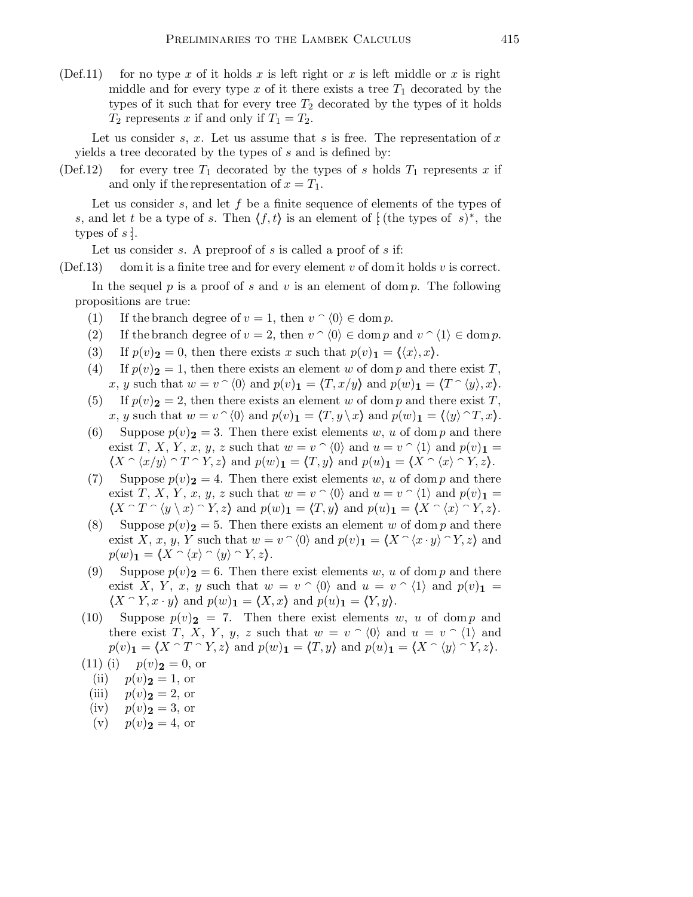(Def.11) for no type $x$ of it holds $x$ is left right or $x$ is left middle or $x$ is right middle and for every type $x$ of it there exists a tree $T_1$ decorated by the types of it such that for every tree $T_2$ decorated by the types of it holds $T_2$ represents $x$ if and only if $T_1 = T_2$.

Let us consider $s$, $x$. Let us assume that $s$ is free. The representation of $x$ yields a tree decorated by the types of $s$ and is defined by:

(Def.12) for every tree $T_1$ decorated by the types of $s$ holds $T_1$ represents $x$ if and only if the representation of $x = T_1$.

Let us consider $s$, and let $f$ be a finite sequence of elements of the types of $s$, and let $t$ be a type of $s$. Then $\langle f, t \rangle$ is an element of $[\!:$ (the types of $s)^*$, the types of $s\,:\!]$.

Let us consider $s$. A preproof of $s$ is called a proof of $s$ if:

(Def.13) dom it is a finite tree and for every element $v$ of dom it holds $v$ is correct.

In the sequel $p$ is a proof of $s$ and $v$ is an element of dom $p$. The following propositions are true:

(1) If the branch degree of $v = 1$, then $v \frown \langle 0 \rangle \in \operatorname{dom} p$.

(2) If the branch degree of $v = 2$, then $v \frown \langle 0 \rangle \in \operatorname{dom} p$ and $v \frown \langle 1 \rangle \in \operatorname{dom} p$.

(3) If $p(v)_{\mathbf{2}} = 0$, then there exists $x$ such that $p(v)_{\mathbf{1}} = \langle \langle x \rangle, x \rangle$.

(4) If $p(v)_{\mathbf{2}} = 1$, then there exists an element $w$ of dom $p$ and there exist $T$, $x$, $y$ such that $w = v \frown \langle 0 \rangle$ and $p(v)_{\mathbf{1}} = \langle T, x/y \rangle$ and $p(w)_{\mathbf{1}} = \langle T \frown \langle y \rangle, x \rangle$.

(5) If $p(v)_{\mathbf{2}} = 2$, then there exists an element $w$ of dom $p$ and there exist $T$, $x$, $y$ such that $w = v \frown \langle 0 \rangle$ and $p(v)_{\mathbf{1}} = \langle T, y \setminus x \rangle$ and $p(w)_{\mathbf{1}} = \langle \langle y \rangle \frown T, x \rangle$.

(6) Suppose $p(v)_{\mathbf{2}} = 3$. Then there exist elements $w$, $u$ of dom $p$ and there exist $T$, $X$, $Y$, $x$, $y$, $z$ such that $w = v \frown \langle 0 \rangle$ and $u = v \frown \langle 1 \rangle$ and $p(v)_{\mathbf{1}} = \langle X \frown \langle x/y \rangle \frown T \frown Y, z \rangle$ and $p(w)_{\mathbf{1}} = \langle T, y \rangle$ and $p(u)_{\mathbf{1}} = \langle X \frown \langle x \rangle \frown Y, z \rangle$.

(7) Suppose $p(v)_{\mathbf{2}} = 4$. Then there exist elements $w$, $u$ of dom $p$ and there exist $T$, $X$, $Y$, $x$, $y$, $z$ such that $w = v \frown \langle 0 \rangle$ and $u = v \frown \langle 1 \rangle$ and $p(v)_{\mathbf{1}} = \langle X \frown T \frown \langle y \setminus x \rangle \frown Y, z \rangle$ and $p(w)_{\mathbf{1}} = \langle T, y \rangle$ and $p(u)_{\mathbf{1}} = \langle X \frown \langle x \rangle \frown Y, z \rangle$.

(8) Suppose $p(v)_{\mathbf{2}} = 5$. Then there exists an element $w$ of dom $p$ and there exist $X$, $x$, $y$, $Y$ such that $w = v \frown \langle 0 \rangle$ and $p(v)_{\mathbf{1}} = \langle X \frown \langle x \cdot y \rangle \frown Y, z \rangle$ and $p(w)_{\mathbf{1}} = \langle X \frown \langle x \rangle \frown \langle y \rangle \frown Y, z \rangle$.

(9) Suppose $p(v)_{\mathbf{2}} = 6$. Then there exist elements $w$, $u$ of dom $p$ and there exist $X$, $Y$, $x$, $y$ such that $w = v \frown \langle 0 \rangle$ and $u = v \frown \langle 1 \rangle$ and $p(v)_{\mathbf{1}} = \langle X \frown Y, x \cdot y \rangle$ and $p(w)_{\mathbf{1}} = \langle X, x \rangle$ and $p(u)_{\mathbf{1}} = \langle Y, y \rangle$.

(10) Suppose $p(v)_{\mathbf{2}} = 7$. Then there exist elements $w$, $u$ of dom $p$ and there exist $T$, $X$, $Y$, $y$, $z$ such that $w = v \frown \langle 0 \rangle$ and $u = v \frown \langle 1 \rangle$ and $p(v)_{\mathbf{1}} = \langle X \frown T \frown Y, z \rangle$ and $p(w)_{\mathbf{1}} = \langle T, y \rangle$ and $p(u)_{\mathbf{1}} = \langle X \frown \langle y \rangle \frown Y, z \rangle$.

(11) (i) $p(v)_{\mathbf{2}} = 0$, or

(ii) $p(v)_{\mathbf{2}} = 1$, or

(iii) $p(v)_{\mathbf{2}} = 2$, or

(iv) $p(v)_{\mathbf{2}} = 3$, or

(v) $p(v)_{\mathbf{2}} = 4$, or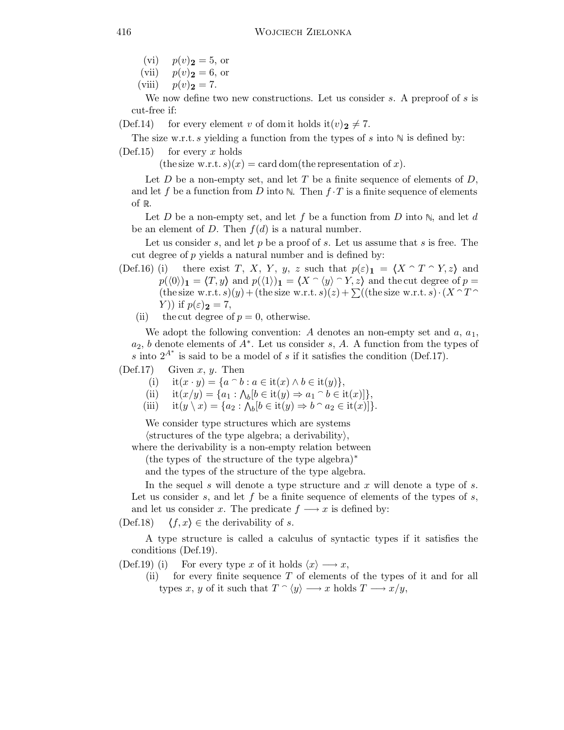(vi) $p(v)_{\mathbf{2}} = 5$, or

(vii) $p(v)_{\mathbf{2}} = 6$, or

(viii) $p(v)_{\mathbf{2}} = 7$.

We now define two new constructions. Let us consider $s$. A preproof of $s$ is cut-free if:

(Def.14) for every element $v$ of dom it holds $\mathrm{it}(v)_{\mathbf{2}} \neq 7$.

The size w.r.t. $s$ yielding a function from the types of $s$ into $\mathbb{N}$ is defined by:

(Def.15) for every $x$ holds

(the size w.r.t. $s$)$(x)$ = card dom(the representation of $x$).

Let $D$ be a non-empty set, and let $T$ be a finite sequence of elements of $D$, and let $f$ be a function from $D$ into $\mathbb{N}$. Then $f \cdot T$ is a finite sequence of elements of $\mathbb{R}$.

Let $D$ be a non-empty set, and let $f$ be a function from $D$ into $\mathbb{N}$, and let $d$ be an element of $D$. Then $f(d)$ is a natural number.

Let us consider $s$, and let $p$ be a proof of $s$. Let us assume that $s$ is free. The cut degree of $p$ yields a natural number and is defined by:

(Def.16) (i) there exist $T$, $X$, $Y$, $y$, $z$ such that $p(\varepsilon)_{\mathbf{1}} = \langle X \frown T \frown Y, z\rangle$ and $p(\langle 0\rangle)_{\mathbf{1}} = \langle T, y\rangle$ and $p(\langle 1\rangle)_{\mathbf{1}} = \langle X \frown \langle y\rangle \frown Y, z\rangle$ and the cut degree of $p$ = (the size w.r.t. $s$)$(y)$ + (the size w.r.t. $s$)$(z)$ + $\sum$((the size w.r.t. $s$) $\cdot$ $(X \frown T \frown Y)$) if $p(\varepsilon)_{\mathbf{2}} = 7$,

(ii) the cut degree of $p = 0$, otherwise.

We adopt the following convention: $A$ denotes an non-empty set and $a$, $a_1$, $a_2$, $b$ denote elements of $A^*$. Let us consider $s$, $A$. A function from the types of $s$ into $2^{A^*}$ is said to be a model of $s$ if it satisfies the condition (Def.17).

(Def.17) Given $x$, $y$. Then

(i) $\mathrm{it}(x \cdot y) = \{a \frown b : a \in \mathrm{it}(x) \wedge b \in \mathrm{it}(y)\}$,

(ii) $\mathrm{it}(x/y) = \{a_1 : \bigwedge_b [b \in \mathrm{it}(y) \Rightarrow a_1 \frown b \in \mathrm{it}(x)]\}$,

(iii) $\mathrm{it}(y \setminus x) = \{a_2 : \bigwedge_b [b \in \mathrm{it}(y) \Rightarrow b \frown a_2 \in \mathrm{it}(x)]\}$.

We consider type structures which are systems

⟨structures of the type algebra; a derivability⟩,

where the derivability is a non-empty relation between

(the types of the structure of the type algebra)$^*$

and the types of the structure of the type algebra.

In the sequel $s$ will denote a type structure and $x$ will denote a type of $s$. Let us consider $s$, and let $f$ be a finite sequence of elements of the types of $s$, and let us consider $x$. The predicate $f \longrightarrow x$ is defined by:

(Def.18) $\langle f, x\rangle \in$ the derivability of $s$.

A type structure is called a calculus of syntactic types if it satisfies the conditions (Def.19).

(Def.19) (i) For every type $x$ of it holds $\langle x\rangle \longrightarrow x$,

(ii) for every finite sequence $T$ of elements of the types of it and for all types $x$, $y$ of it such that $T \frown \langle y\rangle \longrightarrow x$ holds $T \longrightarrow x/y$,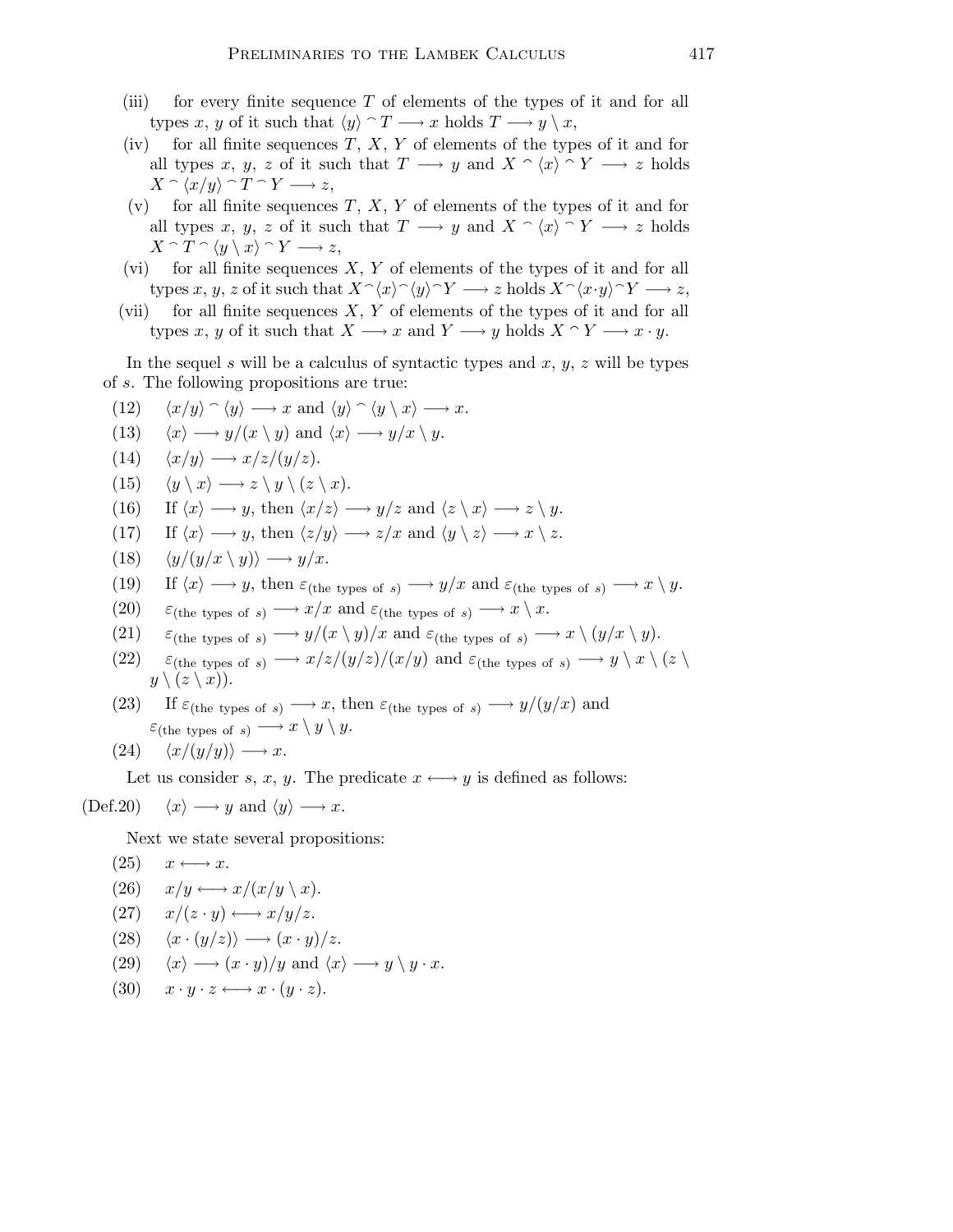(iii) for every finite sequence $T$ of elements of the types of it and for all types $x$, $y$ of it such that $\langle y \rangle \frown T \longrightarrow x$ holds $T \longrightarrow y \setminus x$,

(iv) for all finite sequences $T$, $X$, $Y$ of elements of the types of it and for all types $x$, $y$, $z$ of it such that $T \longrightarrow y$ and $X \frown \langle x \rangle \frown Y \longrightarrow z$ holds $X \frown \langle x/y \rangle \frown T \frown Y \longrightarrow z$,

(v) for all finite sequences $T$, $X$, $Y$ of elements of the types of it and for all types $x$, $y$, $z$ of it such that $T \longrightarrow y$ and $X \frown \langle x \rangle \frown Y \longrightarrow z$ holds $X \frown T \frown \langle y \setminus x \rangle \frown Y \longrightarrow z$,

(vi) for all finite sequences $X$, $Y$ of elements of the types of it and for all types $x$, $y$, $z$ of it such that $X \frown \langle x \rangle \frown \langle y \rangle \frown Y \longrightarrow z$ holds $X \frown \langle x \cdot y \rangle \frown Y \longrightarrow z$,

(vii) for all finite sequences $X$, $Y$ of elements of the types of it and for all types $x$, $y$ of it such that $X \longrightarrow x$ and $Y \longrightarrow y$ holds $X \frown Y \longrightarrow x \cdot y$.

In the sequel $s$ will be a calculus of syntactic types and $x$, $y$, $z$ will be types of $s$. The following propositions are true:

(12) $\langle x/y \rangle \frown \langle y \rangle \longrightarrow x$ and $\langle y \rangle \frown \langle y \setminus x \rangle \longrightarrow x$.

(13) $\langle x \rangle \longrightarrow y/(x \setminus y)$ and $\langle x \rangle \longrightarrow y/x \setminus y$.

(14) $\langle x/y \rangle \longrightarrow x/z/(y/z)$.

(15) $\langle y \setminus x \rangle \longrightarrow z \setminus y \setminus (z \setminus x)$.

(16) If $\langle x \rangle \longrightarrow y$, then $\langle x/z \rangle \longrightarrow y/z$ and $\langle z \setminus x \rangle \longrightarrow z \setminus y$.

(17) If $\langle x \rangle \longrightarrow y$, then $\langle z/y \rangle \longrightarrow z/x$ and $\langle y \setminus z \rangle \longrightarrow x \setminus z$.

(18) $\langle y/(y/x \setminus y) \rangle \longrightarrow y/x$.

(19) If $\langle x \rangle \longrightarrow y$, then $\varepsilon_{(\text{the types of } s)} \longrightarrow y/x$ and $\varepsilon_{(\text{the types of } s)} \longrightarrow x \setminus y$.

(20) $\varepsilon_{(\text{the types of } s)} \longrightarrow x/x$ and $\varepsilon_{(\text{the types of } s)} \longrightarrow x \setminus x$.

(21) $\varepsilon_{(\text{the types of } s)} \longrightarrow y/(x \setminus y)/x$ and $\varepsilon_{(\text{the types of } s)} \longrightarrow x \setminus (y/x \setminus y)$.

(22) $\varepsilon_{(\text{the types of } s)} \longrightarrow x/z/(y/z)/(x/y)$ and $\varepsilon_{(\text{the types of } s)} \longrightarrow y \setminus x \setminus (z \setminus y \setminus (z \setminus x))$.

(23) If $\varepsilon_{(\text{the types of } s)} \longrightarrow x$, then $\varepsilon_{(\text{the types of } s)} \longrightarrow y/(y/x)$ and $\varepsilon_{(\text{the types of } s)} \longrightarrow x \setminus y \setminus y$.

(24) $\langle x/(y/y) \rangle \longrightarrow x$.

Let us consider $s$, $x$, $y$. The predicate $x \longleftrightarrow y$ is defined as follows:

(Def.20) $\langle x \rangle \longrightarrow y$ and $\langle y \rangle \longrightarrow x$.

Next we state several propositions:

(25) $x \longleftrightarrow x$.

(26) $x/y \longleftrightarrow x/(x/y \setminus x)$.

(27) $x/(z \cdot y) \longleftrightarrow x/y/z$.

(28) $\langle x \cdot (y/z) \rangle \longrightarrow (x \cdot y)/z$.

(29) $\langle x \rangle \longrightarrow (x \cdot y)/y$ and $\langle x \rangle \longrightarrow y \setminus y \cdot x$.

(30) $x \cdot y \cdot z \longleftrightarrow x \cdot (y \cdot z)$.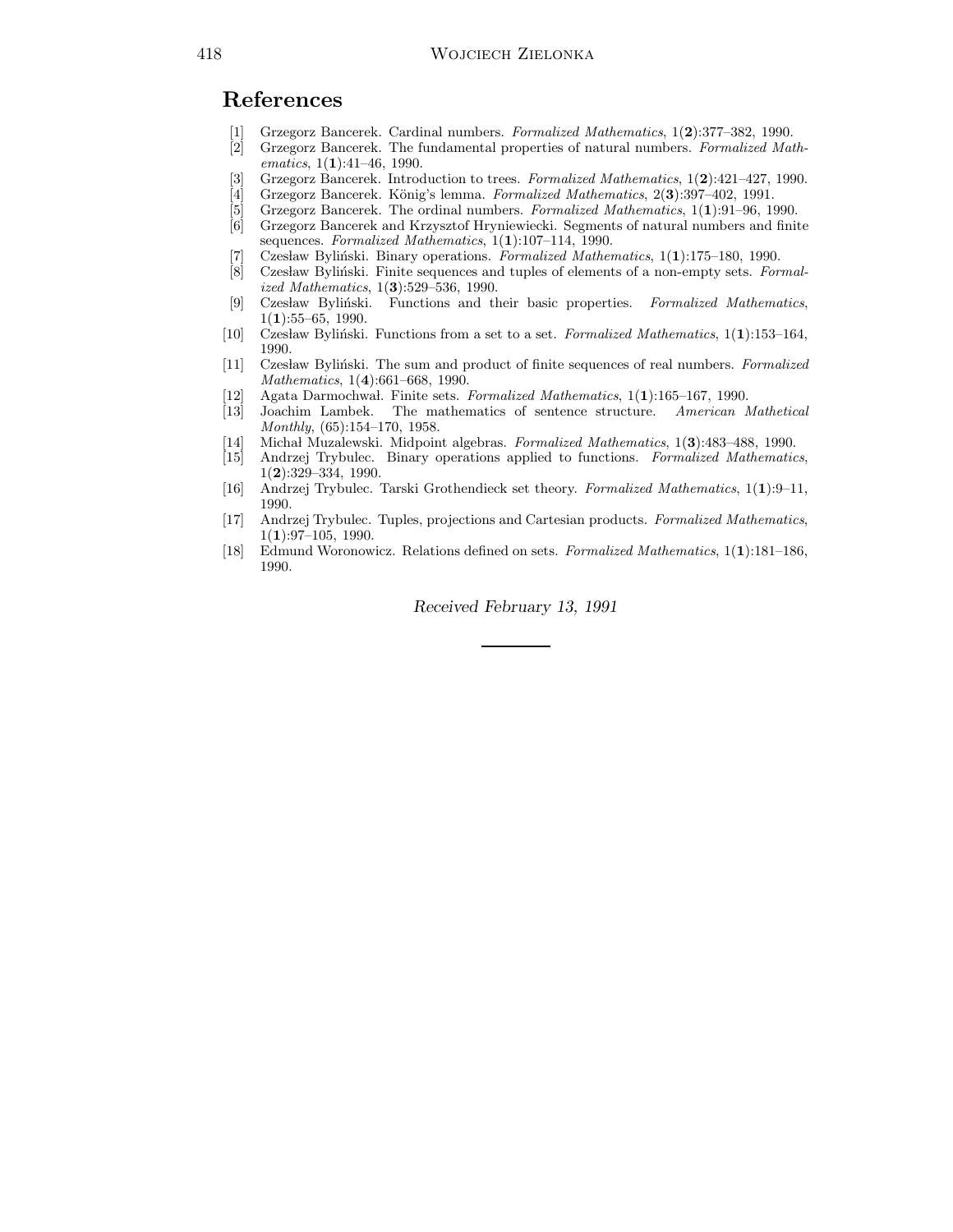## References

[1] Grzegorz Bancerek. Cardinal numbers. *Formalized Mathematics*, 1(**2**):377–382, 1990.

[2] Grzegorz Bancerek. The fundamental properties of natural numbers. *Formalized Mathematics*, 1(**1**):41–46, 1990.

[3] Grzegorz Bancerek. Introduction to trees. *Formalized Mathematics*, 1(**2**):421–427, 1990.

[4] Grzegorz Bancerek. König's lemma. *Formalized Mathematics*, 2(**3**):397–402, 1991.

[5] Grzegorz Bancerek. The ordinal numbers. *Formalized Mathematics*, 1(**1**):91–96, 1990.

[6] Grzegorz Bancerek and Krzysztof Hryniewiecki. Segments of natural numbers and finite sequences. *Formalized Mathematics*, 1(**1**):107–114, 1990.

[7] Czesław Byliński. Binary operations. *Formalized Mathematics*, 1(**1**):175–180, 1990.

[8] Czesław Byliński. Finite sequences and tuples of elements of a non-empty sets. *Formalized Mathematics*, 1(**3**):529–536, 1990.

[9] Czesław Byliński. Functions and their basic properties. *Formalized Mathematics*, 1(**1**):55–65, 1990.

[10] Czesław Byliński. Functions from a set to a set. *Formalized Mathematics*, 1(**1**):153–164, 1990.

[11] Czesław Byliński. The sum and product of finite sequences of real numbers. *Formalized Mathematics*, 1(**4**):661–668, 1990.

[12] Agata Darmochwał. Finite sets. *Formalized Mathematics*, 1(**1**):165–167, 1990.

[13] Joachim Lambek. The mathematics of sentence structure. *American Mathetical Monthly*, (65):154–170, 1958.

[14] Michał Muzalewski. Midpoint algebras. *Formalized Mathematics*, 1(**3**):483–488, 1990.

[15] Andrzej Trybulec. Binary operations applied to functions. *Formalized Mathematics*, 1(**2**):329–334, 1990.

[16] Andrzej Trybulec. Tarski Grothendieck set theory. *Formalized Mathematics*, 1(**1**):9–11, 1990.

[17] Andrzej Trybulec. Tuples, projections and Cartesian products. *Formalized Mathematics*, 1(**1**):97–105, 1990.

[18] Edmund Woronowicz. Relations defined on sets. *Formalized Mathematics*, 1(**1**):181–186, 1990.

*Received February 13, 1991*